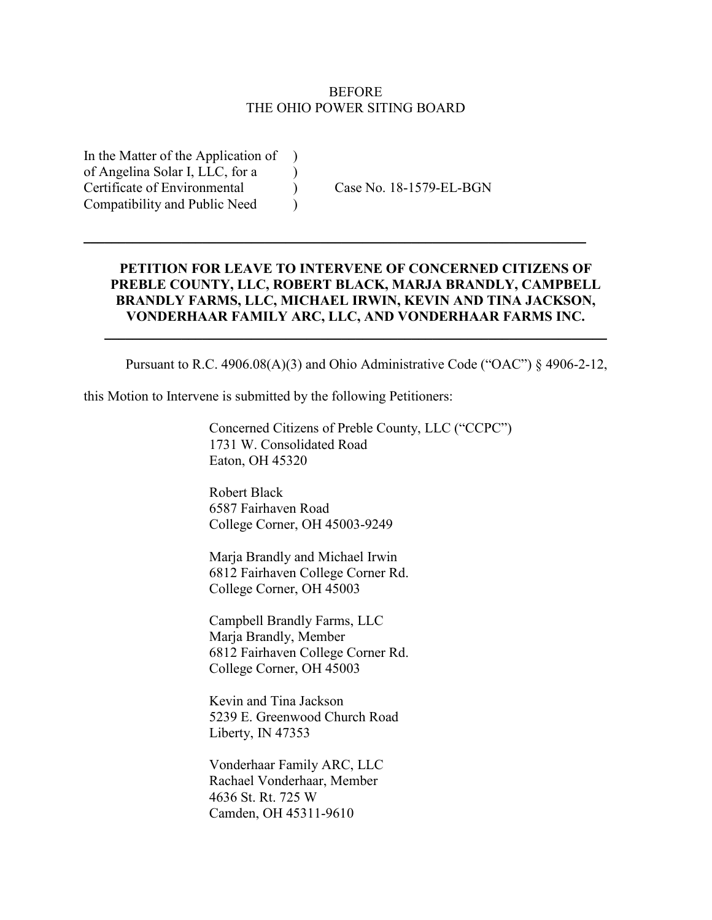BEFORE
THE OHIO POWER SITING BOARD

In the Matter of the Application of )
of Angelina Solar I, LLC, for a )
Certificate of Environmental ) Case No. 18-1579-EL-BGN
Compatibility and Public Need )

---

**PETITION FOR LEAVE TO INTERVENE OF CONCERNED CITIZENS OF PREBLE COUNTY, LLC, ROBERT BLACK, MARJA BRANDLY, CAMPBELL BRANDLY FARMS, LLC, MICHAEL IRWIN, KEVIN AND TINA JACKSON, VONDERHAAR FAMILY ARC, LLC, AND VONDERHAAR FARMS INC.**

---

Pursuant to R.C. 4906.08(A)(3) and Ohio Administrative Code ("OAC") § 4906-2-12, this Motion to Intervene is submitted by the following Petitioners:

Concerned Citizens of Preble County, LLC ("CCPC")
1731 W. Consolidated Road
Eaton, OH 45320

Robert Black
6587 Fairhaven Road
College Corner, OH 45003-9249

Marja Brandly and Michael Irwin
6812 Fairhaven College Corner Rd.
College Corner, OH 45003

Campbell Brandly Farms, LLC
Marja Brandly, Member
6812 Fairhaven College Corner Rd.
College Corner, OH 45003

Kevin and Tina Jackson
5239 E. Greenwood Church Road
Liberty, IN 47353

Vonderhaar Family ARC, LLC
Rachael Vonderhaar, Member
4636 St. Rt. 725 W
Camden, OH 45311-9610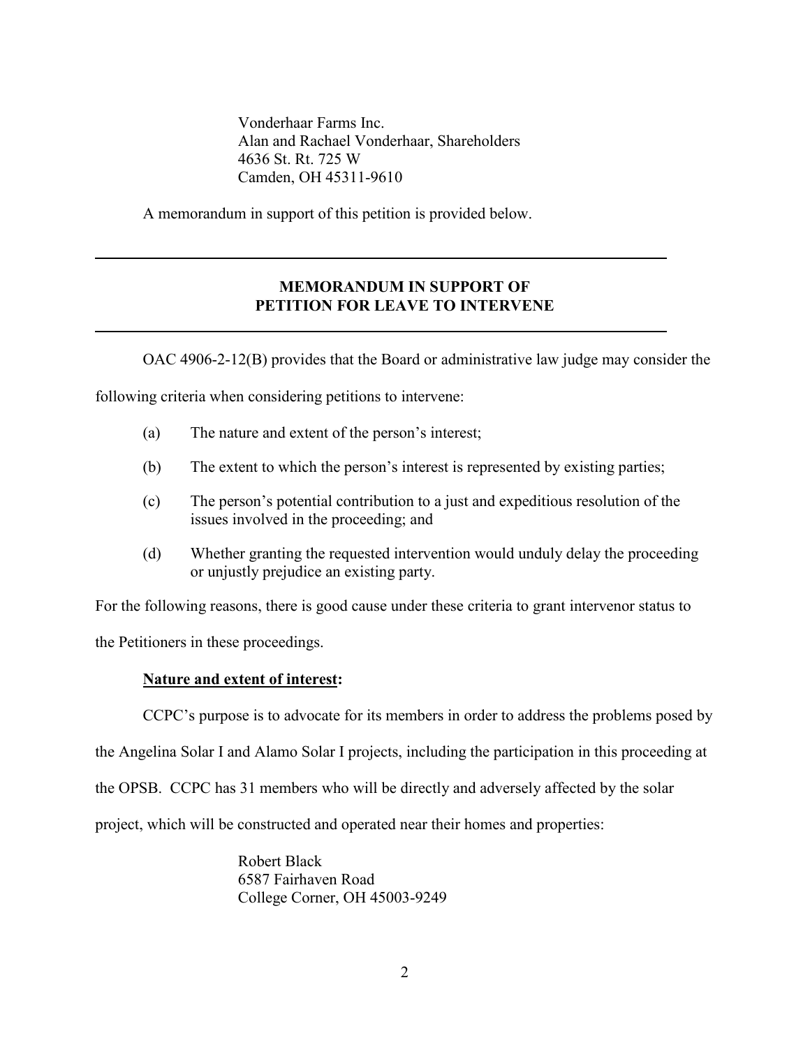Vonderhaar Farms Inc.
Alan and Rachael Vonderhaar, Shareholders
4636 St. Rt. 725 W
Camden, OH 45311-9610

A memorandum in support of this petition is provided below.

---

## MEMORANDUM IN SUPPORT OF PETITION FOR LEAVE TO INTERVENE

---

OAC 4906-2-12(B) provides that the Board or administrative law judge may consider the following criteria when considering petitions to intervene:

(a) The nature and extent of the person's interest;

(b) The extent to which the person's interest is represented by existing parties;

(c) The person's potential contribution to a just and expeditious resolution of the issues involved in the proceeding; and

(d) Whether granting the requested intervention would unduly delay the proceeding or unjustly prejudice an existing party.

For the following reasons, there is good cause under these criteria to grant intervenor status to the Petitioners in these proceedings.

**Nature and extent of interest:**

CCPC's purpose is to advocate for its members in order to address the problems posed by the Angelina Solar I and Alamo Solar I projects, including the participation in this proceeding at the OPSB. CCPC has 31 members who will be directly and adversely affected by the solar project, which will be constructed and operated near their homes and properties:

Robert Black
6587 Fairhaven Road
College Corner, OH 45003-9249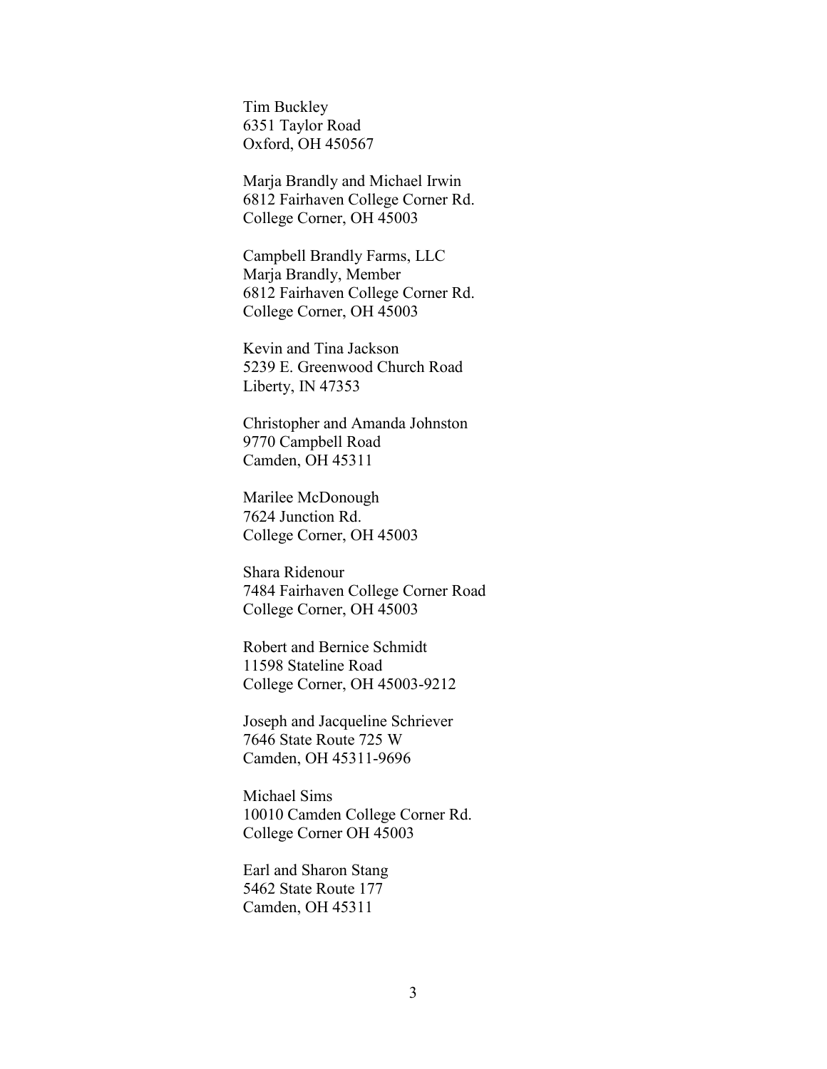Tim Buckley
6351 Taylor Road
Oxford, OH 450567

Marja Brandly and Michael Irwin
6812 Fairhaven College Corner Rd.
College Corner, OH 45003

Campbell Brandly Farms, LLC
Marja Brandly, Member
6812 Fairhaven College Corner Rd.
College Corner, OH 45003

Kevin and Tina Jackson
5239 E. Greenwood Church Road
Liberty, IN 47353

Christopher and Amanda Johnston
9770 Campbell Road
Camden, OH 45311

Marilee McDonough
7624 Junction Rd.
College Corner, OH 45003

Shara Ridenour
7484 Fairhaven College Corner Road
College Corner, OH 45003

Robert and Bernice Schmidt
11598 Stateline Road
College Corner, OH 45003-9212

Joseph and Jacqueline Schriever
7646 State Route 725 W
Camden, OH 45311-9696

Michael Sims
10010 Camden College Corner Rd.
College Corner OH 45003

Earl and Sharon Stang
5462 State Route 177
Camden, OH 45311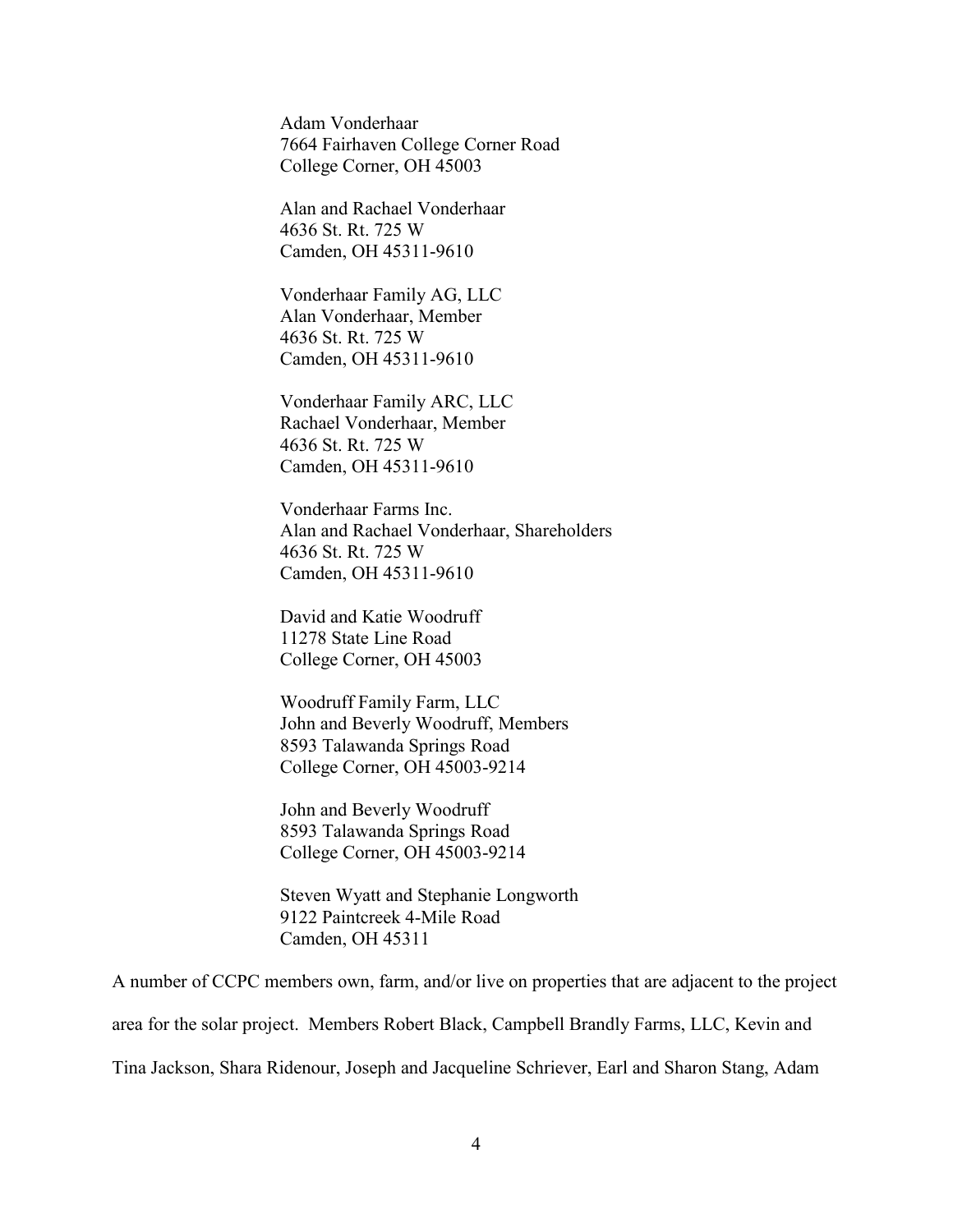Adam Vonderhaar  
7664 Fairhaven College Corner Road  
College Corner, OH 45003

Alan and Rachael Vonderhaar  
4636 St. Rt. 725 W  
Camden, OH 45311-9610

Vonderhaar Family AG, LLC  
Alan Vonderhaar, Member  
4636 St. Rt. 725 W  
Camden, OH 45311-9610

Vonderhaar Family ARC, LLC  
Rachael Vonderhaar, Member  
4636 St. Rt. 725 W  
Camden, OH 45311-9610

Vonderhaar Farms Inc.  
Alan and Rachael Vonderhaar, Shareholders  
4636 St. Rt. 725 W  
Camden, OH 45311-9610

David and Katie Woodruff  
11278 State Line Road  
College Corner, OH 45003

Woodruff Family Farm, LLC  
John and Beverly Woodruff, Members  
8593 Talawanda Springs Road  
College Corner, OH 45003-9214

John and Beverly Woodruff  
8593 Talawanda Springs Road  
College Corner, OH 45003-9214

Steven Wyatt and Stephanie Longworth  
9122 Paintcreek 4-Mile Road  
Camden, OH 45311

A number of CCPC members own, farm, and/or live on properties that are adjacent to the project area for the solar project. Members Robert Black, Campbell Brandly Farms, LLC, Kevin and Tina Jackson, Shara Ridenour, Joseph and Jacqueline Schriever, Earl and Sharon Stang, Adam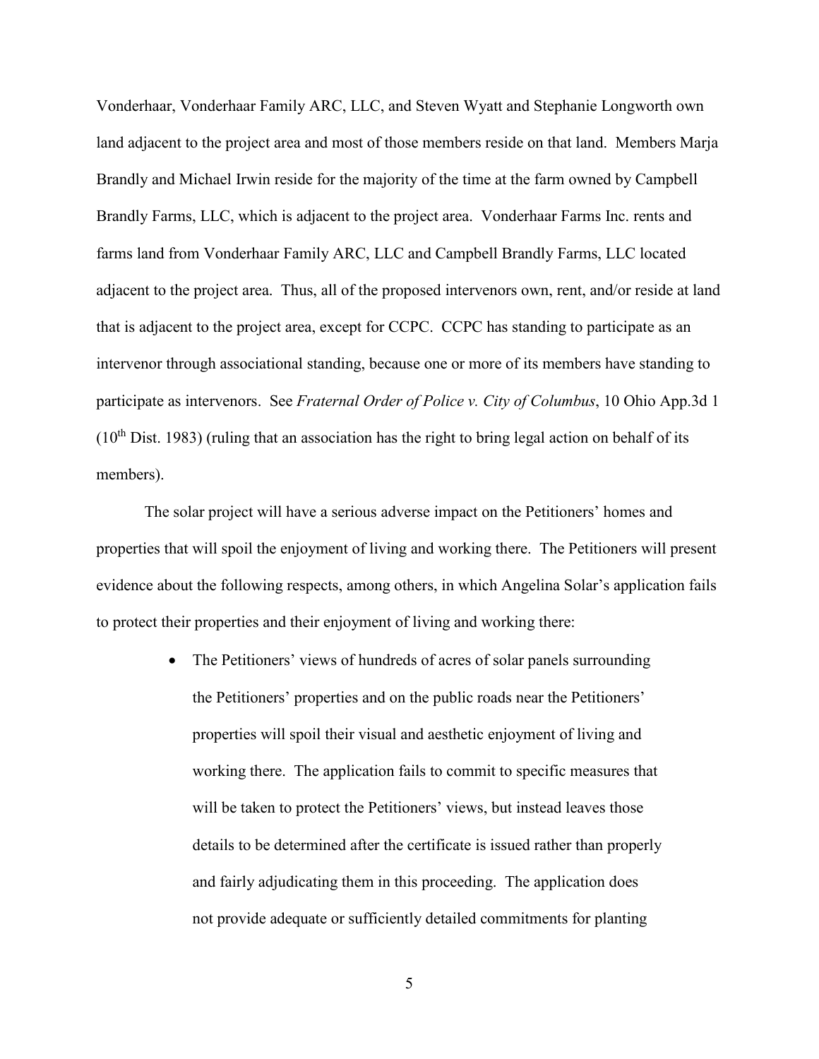Vonderhaar, Vonderhaar Family ARC, LLC, and Steven Wyatt and Stephanie Longworth own land adjacent to the project area and most of those members reside on that land. Members Marja Brandly and Michael Irwin reside for the majority of the time at the farm owned by Campbell Brandly Farms, LLC, which is adjacent to the project area. Vonderhaar Farms Inc. rents and farms land from Vonderhaar Family ARC, LLC and Campbell Brandly Farms, LLC located adjacent to the project area. Thus, all of the proposed intervenors own, rent, and/or reside at land that is adjacent to the project area, except for CCPC. CCPC has standing to participate as an intervenor through associational standing, because one or more of its members have standing to participate as intervenors. See *Fraternal Order of Police v. City of Columbus*, 10 Ohio App.3d 1 (10th Dist. 1983) (ruling that an association has the right to bring legal action on behalf of its members).

The solar project will have a serious adverse impact on the Petitioners' homes and properties that will spoil the enjoyment of living and working there. The Petitioners will present evidence about the following respects, among others, in which Angelina Solar's application fails to protect their properties and their enjoyment of living and working there:

- The Petitioners' views of hundreds of acres of solar panels surrounding the Petitioners' properties and on the public roads near the Petitioners' properties will spoil their visual and aesthetic enjoyment of living and working there. The application fails to commit to specific measures that will be taken to protect the Petitioners' views, but instead leaves those details to be determined after the certificate is issued rather than properly and fairly adjudicating them in this proceeding. The application does not provide adequate or sufficiently detailed commitments for planting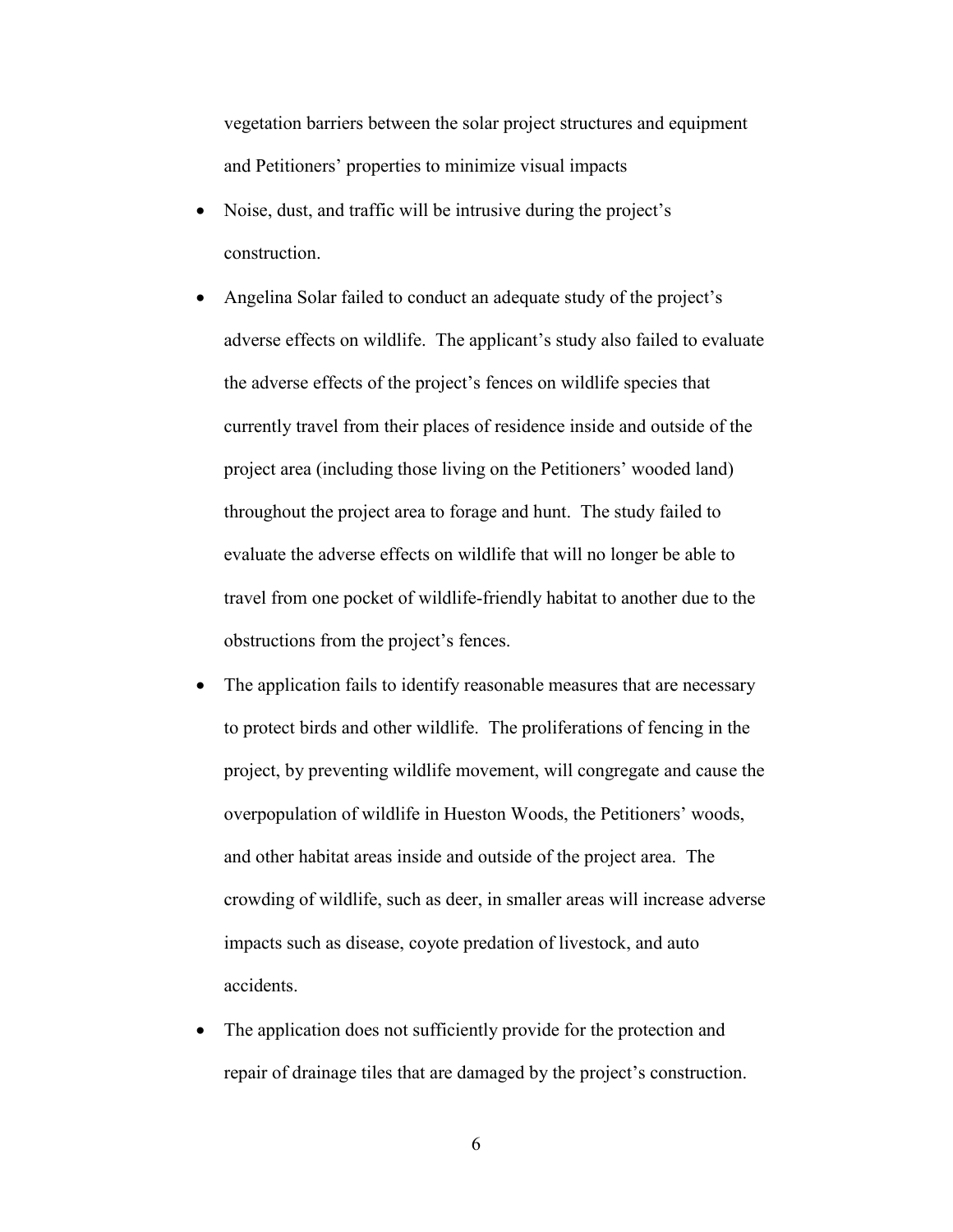vegetation barriers between the solar project structures and equipment and Petitioners' properties to minimize visual impacts

- Noise, dust, and traffic will be intrusive during the project's construction.
- Angelina Solar failed to conduct an adequate study of the project's adverse effects on wildlife. The applicant's study also failed to evaluate the adverse effects of the project's fences on wildlife species that currently travel from their places of residence inside and outside of the project area (including those living on the Petitioners' wooded land) throughout the project area to forage and hunt. The study failed to evaluate the adverse effects on wildlife that will no longer be able to travel from one pocket of wildlife-friendly habitat to another due to the obstructions from the project's fences.
- The application fails to identify reasonable measures that are necessary to protect birds and other wildlife. The proliferations of fencing in the project, by preventing wildlife movement, will congregate and cause the overpopulation of wildlife in Hueston Woods, the Petitioners' woods, and other habitat areas inside and outside of the project area. The crowding of wildlife, such as deer, in smaller areas will increase adverse impacts such as disease, coyote predation of livestock, and auto accidents.
- The application does not sufficiently provide for the protection and repair of drainage tiles that are damaged by the project's construction.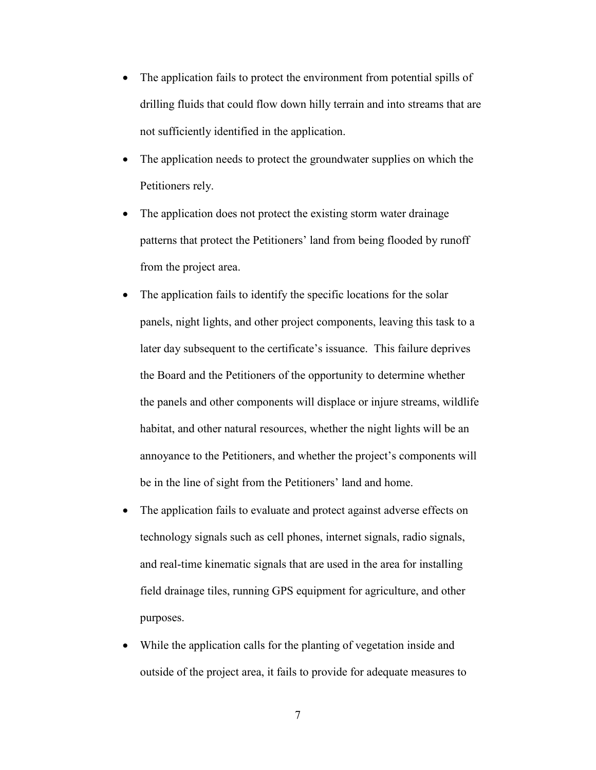- The application fails to protect the environment from potential spills of drilling fluids that could flow down hilly terrain and into streams that are not sufficiently identified in the application.
- The application needs to protect the groundwater supplies on which the Petitioners rely.
- The application does not protect the existing storm water drainage patterns that protect the Petitioners' land from being flooded by runoff from the project area.
- The application fails to identify the specific locations for the solar panels, night lights, and other project components, leaving this task to a later day subsequent to the certificate's issuance. This failure deprives the Board and the Petitioners of the opportunity to determine whether the panels and other components will displace or injure streams, wildlife habitat, and other natural resources, whether the night lights will be an annoyance to the Petitioners, and whether the project's components will be in the line of sight from the Petitioners' land and home.
- The application fails to evaluate and protect against adverse effects on technology signals such as cell phones, internet signals, radio signals, and real-time kinematic signals that are used in the area for installing field drainage tiles, running GPS equipment for agriculture, and other purposes.
- While the application calls for the planting of vegetation inside and outside of the project area, it fails to provide for adequate measures to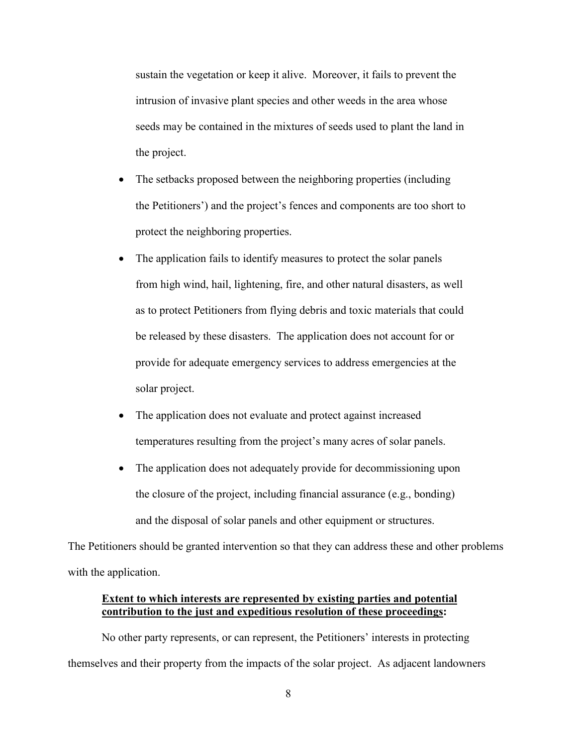sustain the vegetation or keep it alive. Moreover, it fails to prevent the intrusion of invasive plant species and other weeds in the area whose seeds may be contained in the mixtures of seeds used to plant the land in the project.

- The setbacks proposed between the neighboring properties (including the Petitioners') and the project's fences and components are too short to protect the neighboring properties.
- The application fails to identify measures to protect the solar panels from high wind, hail, lightening, fire, and other natural disasters, as well as to protect Petitioners from flying debris and toxic materials that could be released by these disasters. The application does not account for or provide for adequate emergency services to address emergencies at the solar project.
- The application does not evaluate and protect against increased temperatures resulting from the project's many acres of solar panels.
- The application does not adequately provide for decommissioning upon the closure of the project, including financial assurance (e.g., bonding) and the disposal of solar panels and other equipment or structures.

The Petitioners should be granted intervention so that they can address these and other problems with the application.

**Extent to which interests are represented by existing parties and potential contribution to the just and expeditious resolution of these proceedings:**

No other party represents, or can represent, the Petitioners' interests in protecting themselves and their property from the impacts of the solar project. As adjacent landowners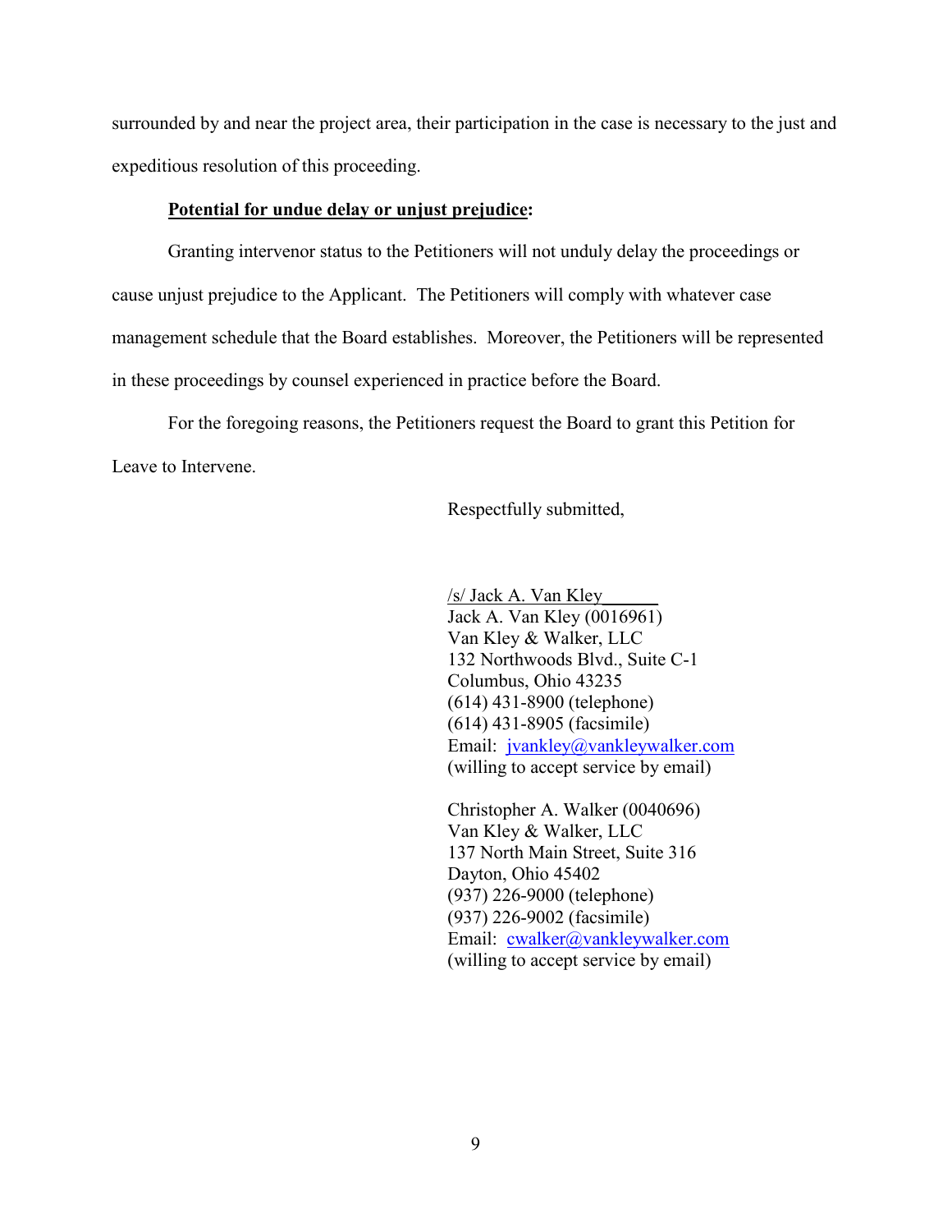surrounded by and near the project area, their participation in the case is necessary to the just and expeditious resolution of this proceeding.

**Potential for undue delay or unjust prejudice:**

Granting intervenor status to the Petitioners will not unduly delay the proceedings or cause unjust prejudice to the Applicant. The Petitioners will comply with whatever case management schedule that the Board establishes. Moreover, the Petitioners will be represented in these proceedings by counsel experienced in practice before the Board.

For the foregoing reasons, the Petitioners request the Board to grant this Petition for Leave to Intervene.

Respectfully submitted,

/s/ Jack A. Van Kley
Jack A. Van Kley (0016961)
Van Kley & Walker, LLC
132 Northwoods Blvd., Suite C-1
Columbus, Ohio 43235
(614) 431-8900 (telephone)
(614) 431-8905 (facsimile)
Email: jvankley@vankleywalker.com
(willing to accept service by email)

Christopher A. Walker (0040696)
Van Kley & Walker, LLC
137 North Main Street, Suite 316
Dayton, Ohio 45402
(937) 226-9000 (telephone)
(937) 226-9002 (facsimile)
Email: cwalker@vankleywalker.com
(willing to accept service by email)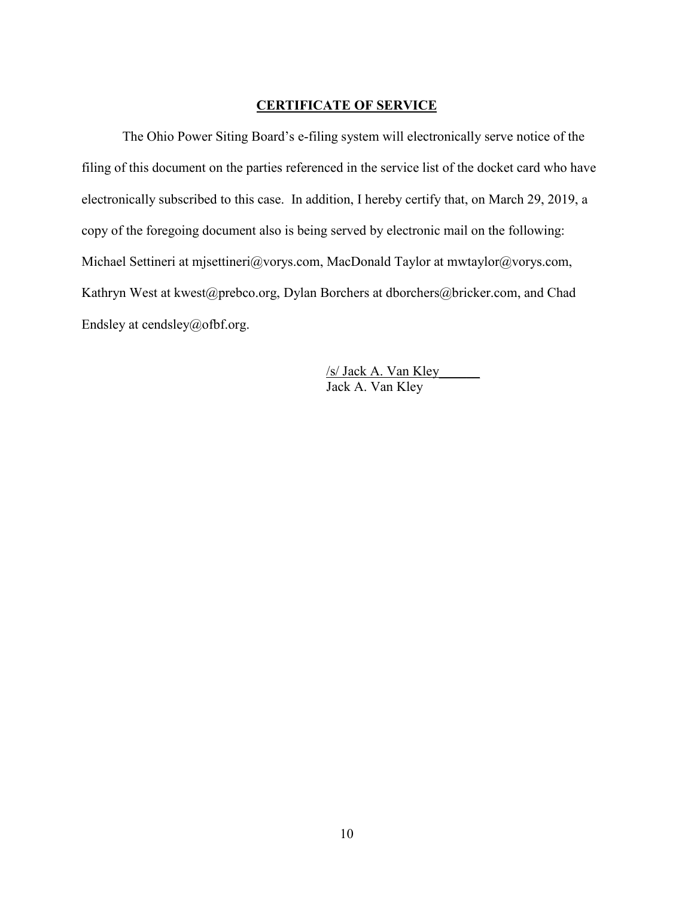**CERTIFICATE OF SERVICE**

The Ohio Power Siting Board's e-filing system will electronically serve notice of the filing of this document on the parties referenced in the service list of the docket card who have electronically subscribed to this case. In addition, I hereby certify that, on March 29, 2019, a copy of the foregoing document also is being served by electronic mail on the following: Michael Settineri at mjsettineri@vorys.com, MacDonald Taylor at mwtaylor@vorys.com, Kathryn West at kwest@prebco.org, Dylan Borchers at dborchers@bricker.com, and Chad Endsley at cendsley@ofbf.org.

/s/ Jack A. Van Kley
Jack A. Van Kley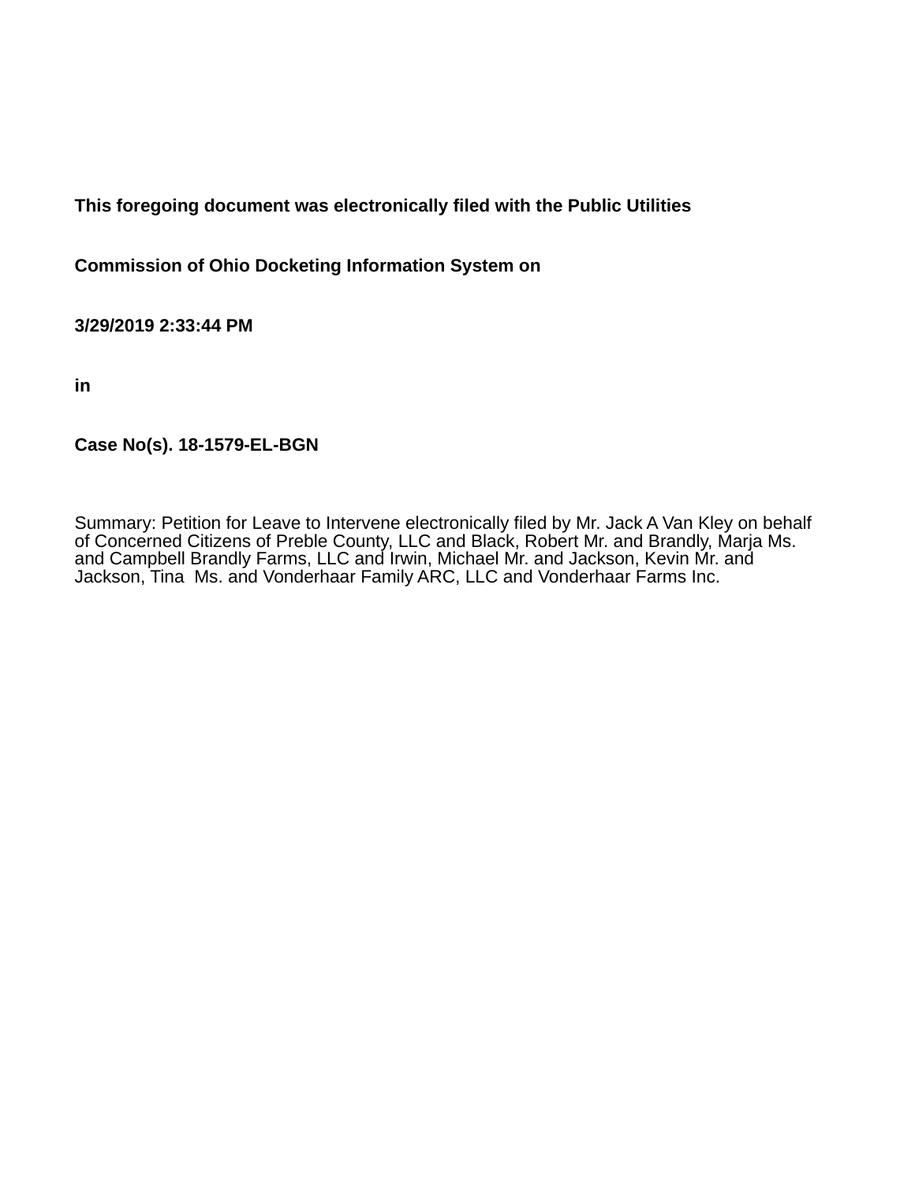**This foregoing document was electronically filed with the Public Utilities**

**Commission of Ohio Docketing Information System on**

**3/29/2019 2:33:44 PM**

**in**

**Case No(s). 18-1579-EL-BGN**

Summary: Petition for Leave to Intervene electronically filed by Mr. Jack A Van Kley on behalf of Concerned Citizens of Preble County, LLC and Black, Robert Mr. and Brandly, Marja Ms. and Campbell Brandly Farms, LLC and Irwin, Michael Mr. and Jackson, Kevin Mr. and Jackson, Tina Ms. and Vonderhaar Family ARC, LLC and Vonderhaar Farms Inc.